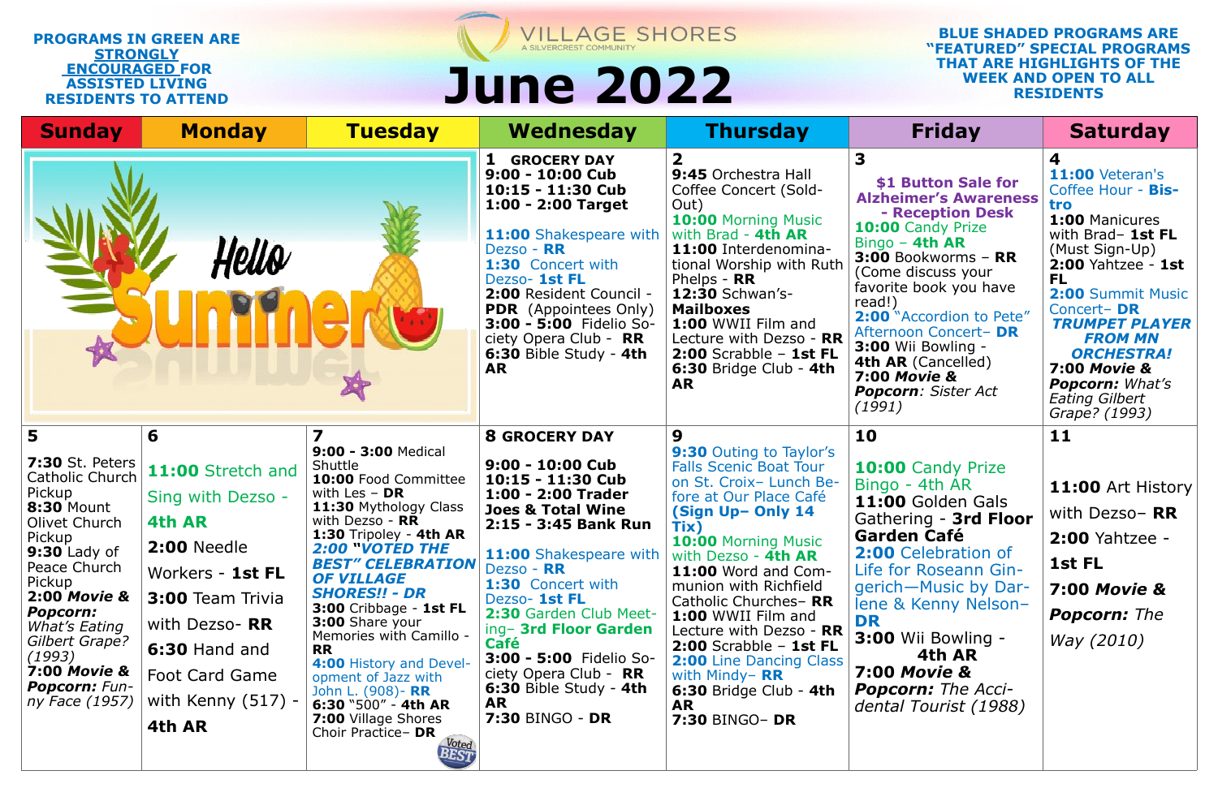PROGRAMS IN GREEN ARE STRONGLY ENCOURAGED FOR ASSISTED LIVING RESIDENTS TO ATTEND

VILLAGE SHORES
A SILVERCREST COMMUNITY

# June 2022

BLUE SHADED PROGRAMS ARE "FEATURED" SPECIAL PROGRAMS THAT ARE HIGHLIGHTS OF THE WEEK AND OPEN TO ALL RESIDENTS

| Sunday | Monday | Tuesday | Wednesday | Thursday | Friday | Saturday |
|---|---|---|---|---|---|---|
| Hello Summer | | | **1 GROCERY DAY**<br>**9:00 - 10:00 Cub**<br>**10:15 - 11:30 Cub**<br>**1:00 - 2:00 Target**<br><br>**11:00** Shakespeare with Dezso - **RR**<br>**1:30** Concert with Dezso- **1st FL**<br>**2:00** Resident Council - **PDR** (Appointees Only)<br>**3:00 - 5:00** Fidelio Society Opera Club - **RR**<br>**6:30** Bible Study - **4th AR** | **2**<br>**9:45** Orchestra Hall Coffee Concert (Sold-Out)<br>**10:00** Morning Music with Brad - **4th AR**<br>**11:00** Interdenominational Worship with Ruth Phelps - **RR**<br>**12:30** Schwan's- **Mailboxes**<br>**1:00** WWII Film and Lecture with Dezso - **RR**<br>**2:00** Scrabble – **1st FL**<br>**6:30** Bridge Club - **4th AR** | **3**<br>**$1 Button Sale for Alzheimer's Awareness - Reception Desk**<br>**10:00** Candy Prize Bingo – **4th AR**<br>**3:00** Bookworms – **RR** (Come discuss your favorite book you have read!)<br>**2:00** "Accordion to Pete" Afternoon Concert– **DR**<br>**3:00** Wii Bowling - **4th AR** (Cancelled)<br>***7:00 Movie & Popcorn***: *Sister Act (1991)* | **4**<br>**11:00** Veteran's Coffee Hour - **Bistro**<br>**1:00** Manicures with Brad– **1st FL** (Must Sign-Up)<br>**2:00** Yahtzee - **1st FL**<br>**2:00** Summit Music Concert– **DR**<br>***TRUMPET PLAYER FROM MN ORCHESTRA!***<br>***7:00 Movie & Popcorn:*** *What's Eating Gilbert Grape? (1993)* |
| **5**<br>**7:30** St. Peters Catholic Church Pickup<br>**8:30** Mount Olivet Church Pickup<br>**9:30** Lady of Peace Church Pickup<br>***2:00 Movie & Popcorn:*** *What's Eating Gilbert Grape? (1993)*<br>***7:00 Movie & Popcorn:*** *Funny Face (1957)* | **6**<br>**11:00** Stretch and Sing with Dezso - **4th AR**<br>**2:00** Needle Workers - **1st FL**<br>**3:00** Team Trivia with Dezso- **RR**<br>**6:30** Hand and Foot Card Game with Kenny (517) - **4th AR** | **7**<br>**9:00 - 3:00** Medical Shuttle<br>**10:00** Food Committee with Les – **DR**<br>**11:30** Mythology Class with Dezso - **RR**<br>**1:30** Tripoley - **4th AR**<br>***2:00 "VOTED THE BEST" CELEBRATION OF VILLAGE SHORES!! - DR***<br>**3:00** Cribbage - **1st FL**<br>**3:00** Share your Memories with Camillo - **RR**<br>**4:00** History and Development of Jazz with John L. (908)- **RR**<br>**6:30** "500" - **4th AR**<br>**7:00** Village Shores Choir Practice– **DR**<br>Voted BEST | **8 GROCERY DAY**<br>**9:00 - 10:00 Cub**<br>**10:15 - 11:30 Cub**<br>**1:00 - 2:00 Trader Joes & Total Wine**<br>**2:15 - 3:45 Bank Run**<br><br>**11:00** Shakespeare with Dezso - **RR**<br>**1:30** Concert with Dezso- **1st FL**<br>**2:30** Garden Club Meeting– **3rd Floor Garden Café**<br>**3:00 - 5:00** Fidelio Society Opera Club - **RR**<br>**6:30** Bible Study - **4th AR**<br>**7:30** BINGO - **DR** | **9**<br>**9:30** Outing to Taylor's Falls Scenic Boat Tour on St. Croix– Lunch Before at Our Place Café **(Sign Up– Only 14 Tix)**<br>**10:00** Morning Music with Dezso - **4th AR**<br>**11:00** Word and Communion with Richfield Catholic Churches– **RR**<br>**1:00** WWII Film and Lecture with Dezso - **RR**<br>**2:00** Scrabble – **1st FL**<br>**2:00** Line Dancing Class with Mindy– **RR**<br>**6:30** Bridge Club - **4th AR**<br>**7:30** BINGO– **DR** | **10**<br>**10:00** Candy Prize Bingo - 4th AR<br>**11:00** Golden Gals Gathering - **3rd Floor Garden Café**<br>**2:00** Celebration of Life for Roseann Gingerich—Music by Darlene & Kenny Nelson– **DR**<br>**3:00** Wii Bowling - **4th AR**<br>***7:00 Movie & Popcorn:*** *The Accidental Tourist (1988)* | **11**<br>**11:00** Art History with Dezso– **RR**<br>**2:00** Yahtzee - **1st FL**<br>***7:00 Movie & Popcorn:*** *The Way (2010)* |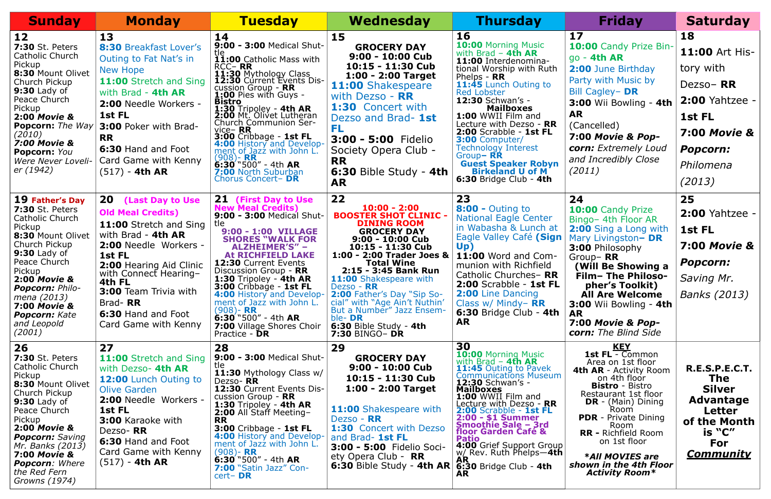| Sunday | Monday | Tuesday | Wednesday | Thursday | Friday | Saturday |
|---|---|---|---|---|---|---|
| **12**<br>**7:30** St. Peters Catholic Church Pickup<br>**8:30** Mount Olivet Church Pickup<br>**9:30** Lady of Peace Church Pickup<br>**2:00** ***Movie & Popcorn:*** *The Way (2010)*<br>***7:00 Movie & Popcorn:*** *You Were Never Lovelier (1942)* | **13**<br>**8:30** Breakfast Lover's Outing to Fat Nat's in New Hope<br>**11:00** Stretch and Sing with Brad - **4th AR**<br>**2:00** Needle Workers - **1st FL**<br>**3:00** Poker with Brad- **RR**<br>**6:30** Hand and Foot Card Game with Kenny (517) - **4th AR** | **14**<br>**9:00 - 3:00** Medical Shuttle<br>**11:00** Catholic Mass with RCC– **RR**<br>**11:30** Mythology Class<br>**12:30** Current Events Discussion Group - **RR**<br>**1:00** Pies with Guys - **Bistro**<br>**1:30** Tripoley - **4th AR**<br>**2:00** Mt. Olivet Lutheran Church Communion Service– **RR**<br>**3:00** Cribbage - **1st FL**<br>**4:00** History and Development of Jazz with John L. (908)- **RR**<br>**6:30** "500" - 4th **AR**<br>**7:00** North Suburban Chorus Concert– **DR** | **15**<br>**GROCERY DAY**<br>**9:00 - 10:00 Cub**<br>**10:15 - 11:30 Cub**<br>**1:00 - 2:00 Target**<br>**11:00** Shakespeare with Dezso - **RR**<br>**1:30** Concert with Dezso and Brad- **1st FL**<br>**3:00 - 5:00** Fidelio Society Opera Club - **RR**<br>**6:30** Bible Study - **4th AR** | **16**<br>**10:00** Morning Music with Brad – **4th AR**<br>**11:00** Interdenominational Worship with Ruth Phelps - **RR**<br>**11:45** Lunch Outing to Red Lobster<br>**12:30** Schwan's - **Mailboxes**<br>**1:00** WWII Film and Lecture with Dezso - **RR**<br>**2:00** Scrabble - **1st FL**<br>**3:00** Computer/ Technology Interest Group**– RR**<br>**Guest Speaker Robyn Birkeland U of M**<br>**6:30** Bridge Club - **4th** | **17**<br>**10:00** Candy Prize Bingo - **4th AR**<br>**2:00** June Birthday Party with Music by Bill Cagley– **DR**<br>**3:00** Wii Bowling - **4th AR** (Cancelled)<br>***7:00 Movie & Popcorn:*** *Extremely Loud and Incredibly Close (2011)* | **18**<br>**11:00** Art History with Dezso– **RR**<br>**2:00** Yahtzee - **1st FL**<br>***7:00 Movie & Popcorn:*** *Philomena (2013)* |
| **19** **Father's Day**<br>**7:30** St. Peters Catholic Church Pickup<br>**8:30** Mount Olivet Church Pickup<br>**9:30** Lady of Peace Church Pickup<br>***2:00 Movie & Popcorn:*** *Philomena (2013)*<br>***7:00 Movie & Popcorn:*** *Kate and Leopold (2001)* | **20** **(Last Day to Use Old Meal Credits)**<br>**11:00** Stretch and Sing with Brad - **4th AR**<br>**2:00** Needle Workers - **1st FL**<br>**2:00** Hearing Aid Clinic with Connect Hearing– **4th FL**<br>**3:00** Team Trivia with Brad- **RR**<br>**6:30** Hand and Foot Card Game with Kenny | **21** **(First Day to Use New Meal Credits)**<br>**9:00 - 3:00** Medical Shuttle<br>**9:00 - 1:00 VILLAGE SHORES "WALK FOR ALZHEIMER'S" – At RICHFIELD LAKE**<br>**12:30** Current Events Discussion Group - **RR**<br>**1:30** Tripoley - **4th AR**<br>**3:00** Cribbage - **1st FL**<br>**4:00** History and Development of Jazz with John L. (908)- **RR**<br>**6:30** "500" - 4th **AR**<br>**7:00** Village Shores Choir Practice - **DR** | **22**<br>**10:00 - 2:00 BOOSTER SHOT CLINIC - DINING ROOM**<br>**GROCERY DAY**<br>**9:00 - 10:00 Cub**<br>**10:15 - 11:30 Cub**<br>**1:00 - 2:00 Trader Joes & Total Wine**<br>**2:15 - 3:45 Bank Run**<br>**11:00** Shakespeare with Dezso - **RR**<br>**2:00** Father's Day "Sip Social" with "Age Ain't Nuthin' But a Number" Jazz Ensemble- **DR**<br>**6:30** Bible Study - **4th**<br>**7:30** BINGO– **DR** | **23**<br>**8:00 -** Outing to National Eagle Center in Wabasha & Lunch at Eagle Valley Café **(Sign Up)**<br>**11:00** Word and Communion with Richfield Catholic Churches– **RR**<br>**2:00** Scrabble - **1st FL**<br>**2:00** Line Dancing Class w/ Mindy– **RR**<br>**6:30** Bridge Club - **4th AR** | **24**<br>**10:00** Candy Prize Bingo– 4th Floor AR<br>**2:00** Sing a Long with Mary Livingston**– DR**<br>**3:00** Philosophy Group– **RR**<br>**(Will Be Showing a Film– The Philosopher's Toolkit)**<br>**All Are Welcome**<br>**3:00** Wii Bowling - **4th AR**<br>***7:00 Movie & Popcorn:*** *The Blind Side* | **25**<br>**2:00** Yahtzee - **1st FL**<br>***7:00 Movie & Popcorn:*** *Saving Mr. Banks (2013)* |
| **26**<br>**7:30** St. Peters Catholic Church Pickup<br>**8:30** Mount Olivet Church Pickup<br>**9:30** Lady of Peace Church Pickup<br>***2:00 Movie & Popcorn:*** *Saving Mr. Banks (2013)*<br>***7:00 Movie & Popcorn:*** *Where the Red Fern Growns (1974)* | **27**<br>**11:00** Stretch and Sing with Dezso- **4th AR**<br>**12:00** Lunch Outing to Olive Garden<br>**2:00** Needle Workers - **1st FL**<br>**3:00** Karaoke with Dezso- **RR**<br>**6:30** Hand and Foot Card Game with Kenny (517) - **4th AR** | **28**<br>**9:00 - 3:00** Medical Shuttle<br>**11:30** Mythology Class w/ Dezso- **RR**<br>**12:30** Current Events Discussion Group - **RR**<br>**1:30** Tripoley - **4th AR**<br>**2:00** All Staff Meeting– **RR**<br>**3:00** Cribbage - **1st FL**<br>**4:00** History and Development of Jazz with John L. (908)- **RR**<br>**6:30** "500" - 4th **AR**<br>**7:00** "Satin Jazz" Concert– **DR** | **29**<br>**GROCERY DAY**<br>**9:00 - 10:00 Cub**<br>**10:15 - 11:30 Cub**<br>**1:00 - 2:00 Target**<br>**11:00** Shakespeare with Dezso - **RR**<br>**1:30** Concert with Dezso and Brad- **1st FL**<br>**3:00 - 5:00** Fidelio Society Opera Club - **RR**<br>**6:30** Bible Study - **4th AR** | **30**<br>**10:00** Morning Music with Brad – **4th AR**<br>**11:45** Outing to Pavek Communications Museum<br>**12:30** Schwan's - **Mailboxes**<br>**1:00** WWII Film and Lecture with Dezso - **RR**<br>**2:00** Scrabble - **1st FL**<br>**2:00 - $1 Summer Smoothie Sale – 3rd floor Garden Café & Patio**<br>**4:00** Grief Support Group w/ Rev. Ruth Phelps—**4th AR**<br>**6:30** Bridge Club - **4th AR** | **KEY**<br>**1st FL** - Common Area on 1st floor<br>**4th AR** - Activity Room on 4th floor<br>**Bistro** - Bistro Restaurant 1st floor<br>**DR** - (Main) Dining Room<br>**PDR** - Private Dining Room<br>**RR -** Richfield Room on 1st floor<br>***\*All MOVIES are shown in the 4th Floor Activity Room\**** | **R.E.S.P.E.C.T. The Silver Advantage Letter of the Month is "C" For *Community*** |